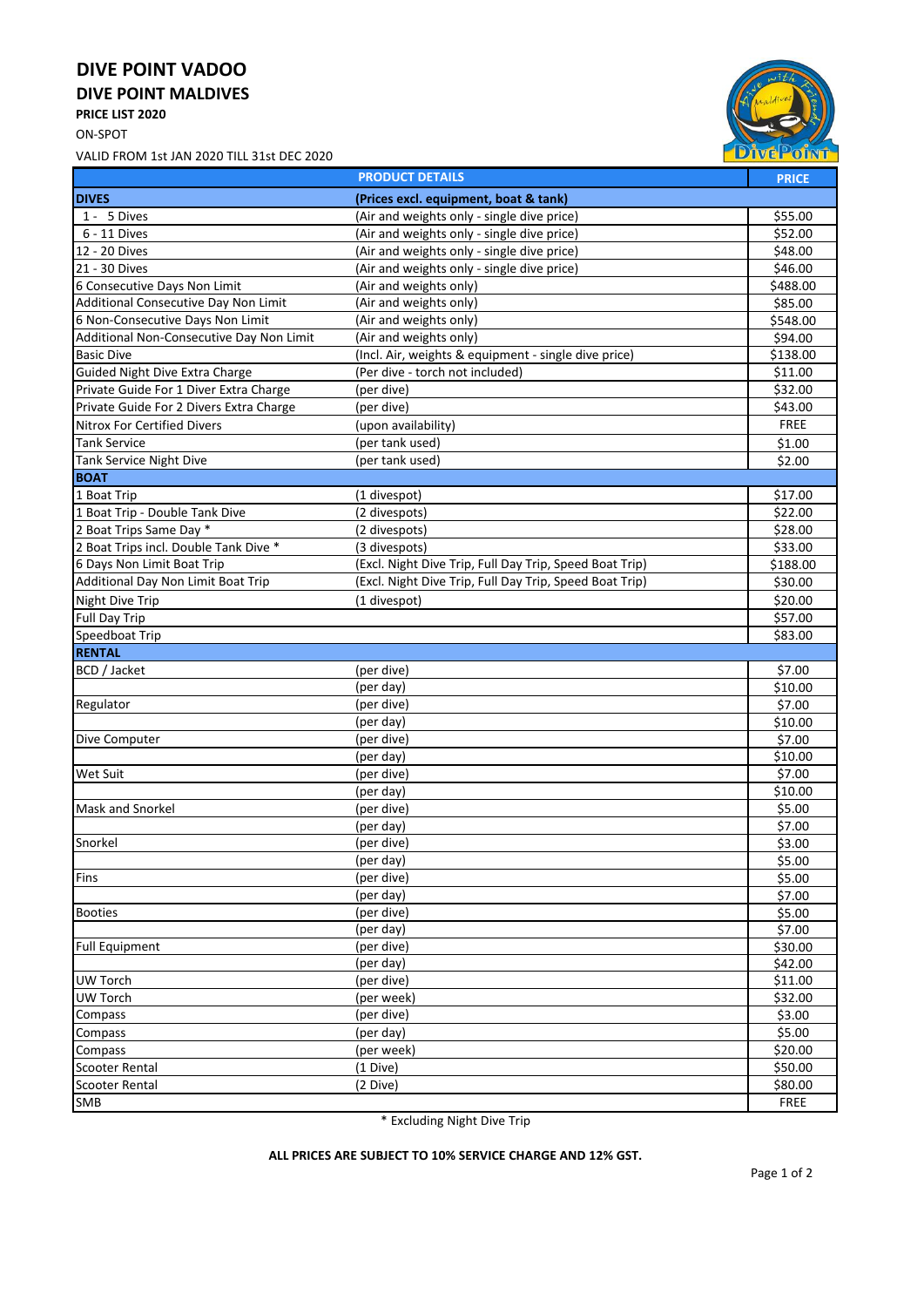# DIVE POINT VADOO

## DIVE POINT MALDIVES

**PRICE LIST 2020**

ON-SPOT

VALID FROM 1st JAN 2020 TILL 31st DEC 2020

| PRODUCT DETAILS | | PRICE |
|---|---|---|
| **DIVES** | **(Prices excl. equipment, boat & tank)** | |
| 1 - 5 Dives | (Air and weights only - single dive price) | $55.00 |
| 6 - 11 Dives | (Air and weights only - single dive price) | $52.00 |
| 12 - 20 Dives | (Air and weights only - single dive price) | $48.00 |
| 21 - 30 Dives | (Air and weights only - single dive price) | $46.00 |
| 6 Consecutive Days Non Limit | (Air and weights only) | $488.00 |
| Additional Consecutive Day Non Limit | (Air and weights only) | $85.00 |
| 6 Non-Consecutive Days Non Limit | (Air and weights only) | $548.00 |
| Additional Non-Consecutive Day Non Limit | (Air and weights only) | $94.00 |
| Basic Dive | (Incl. Air, weights & equipment - single dive price) | $138.00 |
| Guided Night Dive Extra Charge | (Per dive - torch not included) | $11.00 |
| Private Guide For 1 Diver Extra Charge | (per dive) | $32.00 |
| Private Guide For 2 Divers Extra Charge | (per dive) | $43.00 |
| Nitrox For Certified Divers | (upon availability) | FREE |
| Tank Service | (per tank used) | $1.00 |
| Tank Service Night Dive | (per tank used) | $2.00 |
| **BOAT** | | |
| 1 Boat Trip | (1 divespot) | $17.00 |
| 1 Boat Trip - Double Tank Dive | (2 divespots) | $22.00 |
| 2 Boat Trips Same Day * | (2 divespots) | $28.00 |
| 2 Boat Trips incl. Double Tank Dive * | (3 divespots) | $33.00 |
| 6 Days Non Limit Boat Trip | (Excl. Night Dive Trip, Full Day Trip, Speed Boat Trip) | $188.00 |
| Additional Day Non Limit Boat Trip | (Excl. Night Dive Trip, Full Day Trip, Speed Boat Trip) | $30.00 |
| Night Dive Trip | (1 divespot) | $20.00 |
| Full Day Trip | | $57.00 |
| Speedboat Trip | | $83.00 |
| **RENTAL** | | |
| BCD / Jacket | (per dive) | $7.00 |
| | (per day) | $10.00 |
| Regulator | (per dive) | $7.00 |
| | (per day) | $10.00 |
| Dive Computer | (per dive) | $7.00 |
| | (per day) | $10.00 |
| Wet Suit | (per dive) | $7.00 |
| | (per day) | $10.00 |
| Mask and Snorkel | (per dive) | $5.00 |
| | (per day) | $7.00 |
| Snorkel | (per dive) | $3.00 |
| | (per day) | $5.00 |
| Fins | (per dive) | $5.00 |
| | (per day) | $7.00 |
| Booties | (per dive) | $5.00 |
| | (per day) | $7.00 |
| Full Equipment | (per dive) | $30.00 |
| | (per day) | $42.00 |
| UW Torch | (per dive) | $11.00 |
| UW Torch | (per week) | $32.00 |
| Compass | (per dive) | $3.00 |
| Compass | (per day) | $5.00 |
| Compass | (per week) | $20.00 |
| Scooter Rental | (1 Dive) | $50.00 |
| Scooter Rental | (2 Dive) | $80.00 |
| SMB | | FREE |

* Excluding Night Dive Trip

**ALL PRICES ARE SUBJECT TO 10% SERVICE CHARGE AND 12% GST.**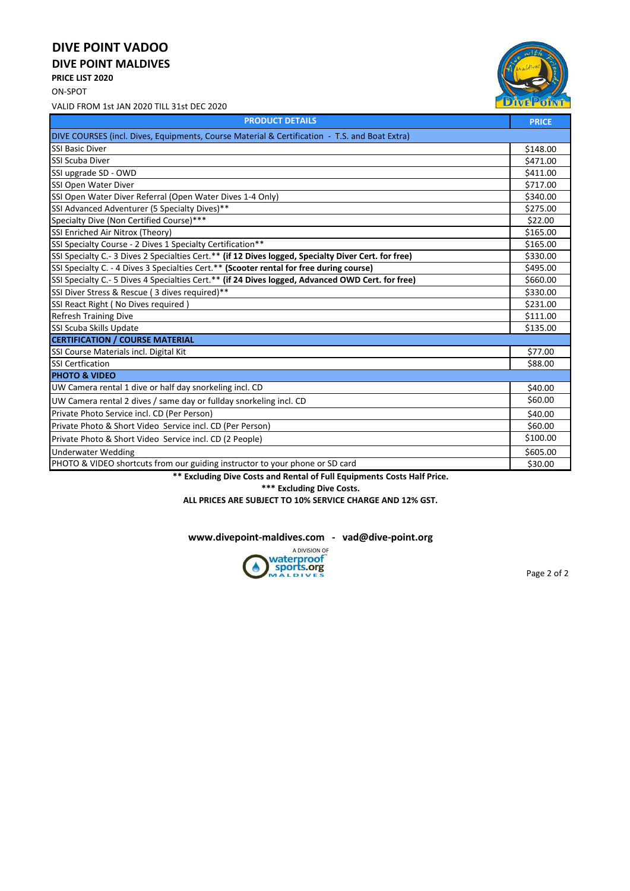# DIVE POINT VADOO

## DIVE POINT MALDIVES

**PRICE LIST 2020**

ON-SPOT

VALID FROM 1st JAN 2020 TILL 31st DEC 2020

| PRODUCT DETAILS | PRICE |
|---|---|
| DIVE COURSES (incl. Dives, Equipments, Course Material & Certification - T.S. and Boat Extra) | |
| SSI Basic Diver | $148.00 |
| SSI Scuba Diver | $471.00 |
| SSI upgrade SD - OWD | $411.00 |
| SSI Open Water Diver | $717.00 |
| SSI Open Water Diver Referral (Open Water Dives 1-4 Only) | $340.00 |
| SSI Advanced Adventurer (5 Specialty Dives)** | $275.00 |
| Specialty Dive (Non Certified Course)*** | $22.00 |
| SSI Enriched Air Nitrox (Theory) | $165.00 |
| SSI Specialty Course - 2 Dives 1 Specialty Certification** | $165.00 |
| SSI Specialty C.- 3 Dives 2 Specialties Cert.** **(if 12 Dives logged, Specialty Diver Cert. for free)** | $330.00 |
| SSI Specialty C. - 4 Dives 3 Specialties Cert.** **(Scooter rental for free during course)** | $495.00 |
| SSI Specialty C.- 5 Dives 4 Specialties Cert.** **(if 24 Dives logged, Advanced OWD Cert. for free)** | $660.00 |
| SSI Diver Stress & Rescue ( 3 dives required)** | $330.00 |
| SSI React Right ( No Dives required ) | $231.00 |
| Refresh Training Dive | $111.00 |
| SSI Scuba Skills Update | $135.00 |
| **CERTIFICATION / COURSE MATERIAL** | |
| SSI Course Materials incl. Digital Kit | $77.00 |
| SSI Certfication | $88.00 |
| **PHOTO & VIDEO** | |
| UW Camera rental 1 dive or half day snorkeling incl. CD | $40.00 |
| UW Camera rental 2 dives / same day or fullday snorkeling incl. CD | $60.00 |
| Private Photo Service incl. CD (Per Person) | $40.00 |
| Private Photo & Short Video Service incl. CD (Per Person) | $60.00 |
| Private Photo & Short Video Service incl. CD (2 People) | $100.00 |
| Underwater Wedding | $605.00 |
| PHOTO & VIDEO shortcuts from our guiding instructor to your phone or SD card | $30.00 |

**** Excluding Dive Costs and Rental of Full Equipments Costs Half Price.**

***** Excluding Dive Costs.**

**ALL PRICES ARE SUBJECT TO 10% SERVICE CHARGE AND 12% GST.**

**www.divepoint-maldives.com - vad@dive-point.org**

A DIVISION OF waterproof sports.org MALDIVES